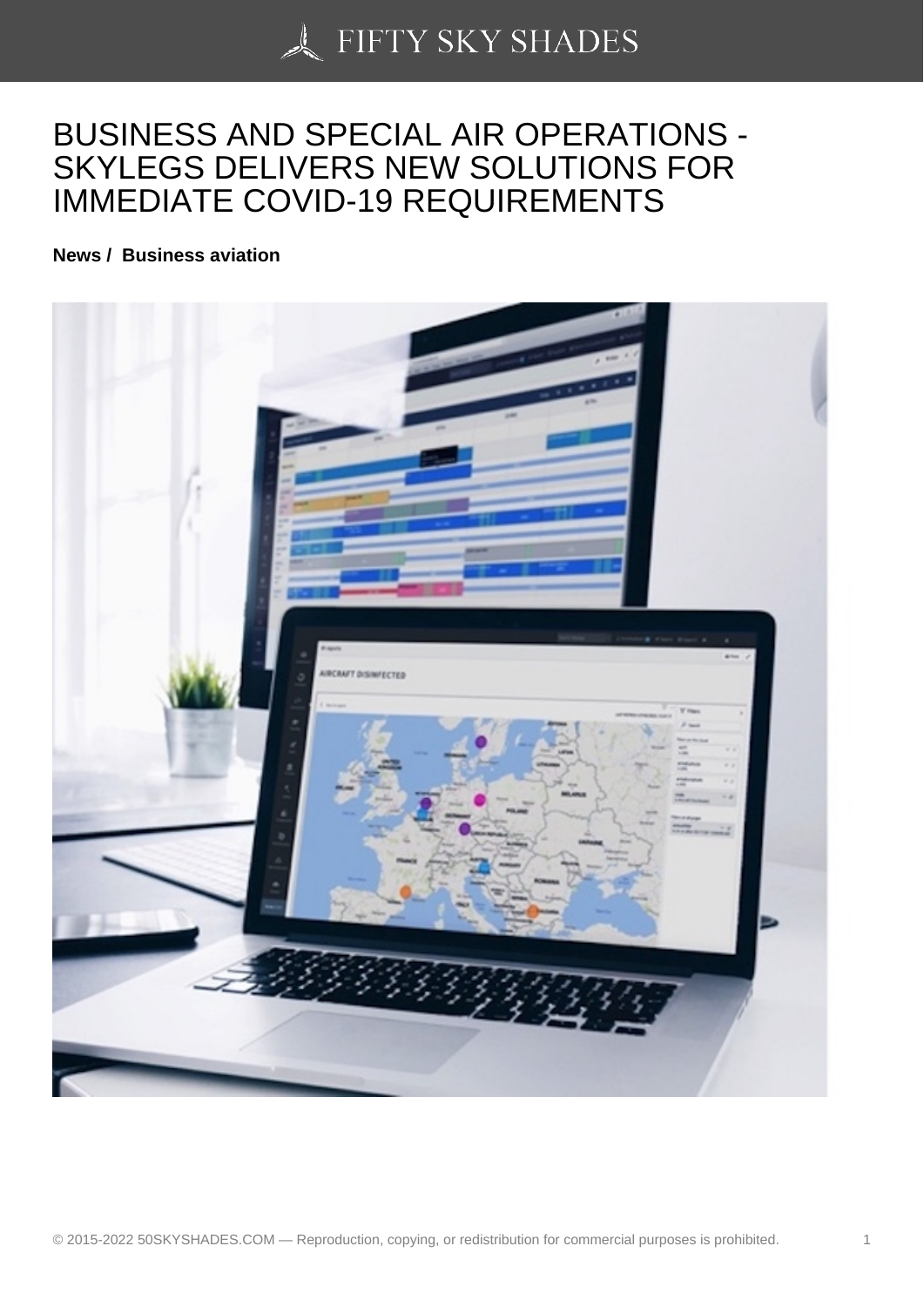# BUSINESS AND SPECIAL AIR OPERATIONS - SKYLEGS DELIVERS NEW SOLUTIONS FOR IMMEDIATE COVID-19 REQUIREMENTS

**News / Business aviation**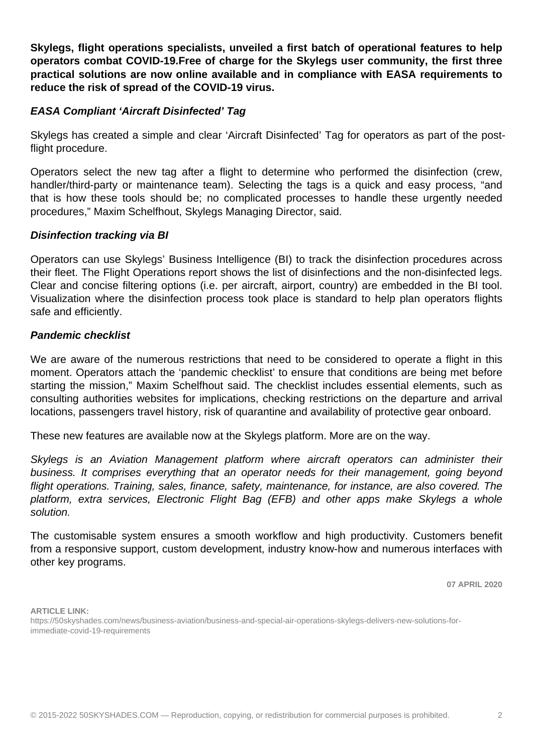**Skylegs, flight operations specialists, unveiled a first batch of operational features to help operators combat COVID-19.Free of charge for the Skylegs user community, the first three practical solutions are now online available and in compliance with EASA requirements to reduce the risk of spread of the COVID-19 virus.**

### *EASA Compliant 'Aircraft Disinfected' Tag*

Skylegs has created a simple and clear 'Aircraft Disinfected' Tag for operators as part of the post-flight procedure.

Operators select the new tag after a flight to determine who performed the disinfection (crew, handler/third-party or maintenance team). Selecting the tags is a quick and easy process, "and that is how these tools should be; no complicated processes to handle these urgently needed procedures," Maxim Schelfhout, Skylegs Managing Director, said.

### *Disinfection tracking via BI*

Operators can use Skylegs' Business Intelligence (BI) to track the disinfection procedures across their fleet. The Flight Operations report shows the list of disinfections and the non-disinfected legs. Clear and concise filtering options (i.e. per aircraft, airport, country) are embedded in the BI tool. Visualization where the disinfection process took place is standard to help plan operators flights safe and efficiently.

### *Pandemic checklist*

We are aware of the numerous restrictions that need to be considered to operate a flight in this moment. Operators attach the 'pandemic checklist' to ensure that conditions are being met before starting the mission," Maxim Schelfhout said. The checklist includes essential elements, such as consulting authorities websites for implications, checking restrictions on the departure and arrival locations, passengers travel history, risk of quarantine and availability of protective gear onboard.

These new features are available now at the Skylegs platform. More are on the way.

*Skylegs is an Aviation Management platform where aircraft operators can administer their business. It comprises everything that an operator needs for their management, going beyond flight operations. Training, sales, finance, safety, maintenance, for instance, are also covered. The platform, extra services, Electronic Flight Bag (EFB) and other apps make Skylegs a whole solution.*

The customisable system ensures a smooth workflow and high productivity. Customers benefit from a responsive support, custom development, industry know-how and numerous interfaces with other key programs.

**07 APRIL 2020**

**ARTICLE LINK:**
https://50skyshades.com/news/business-aviation/business-and-special-air-operations-skylegs-delivers-new-solutions-for-immediate-covid-19-requirements